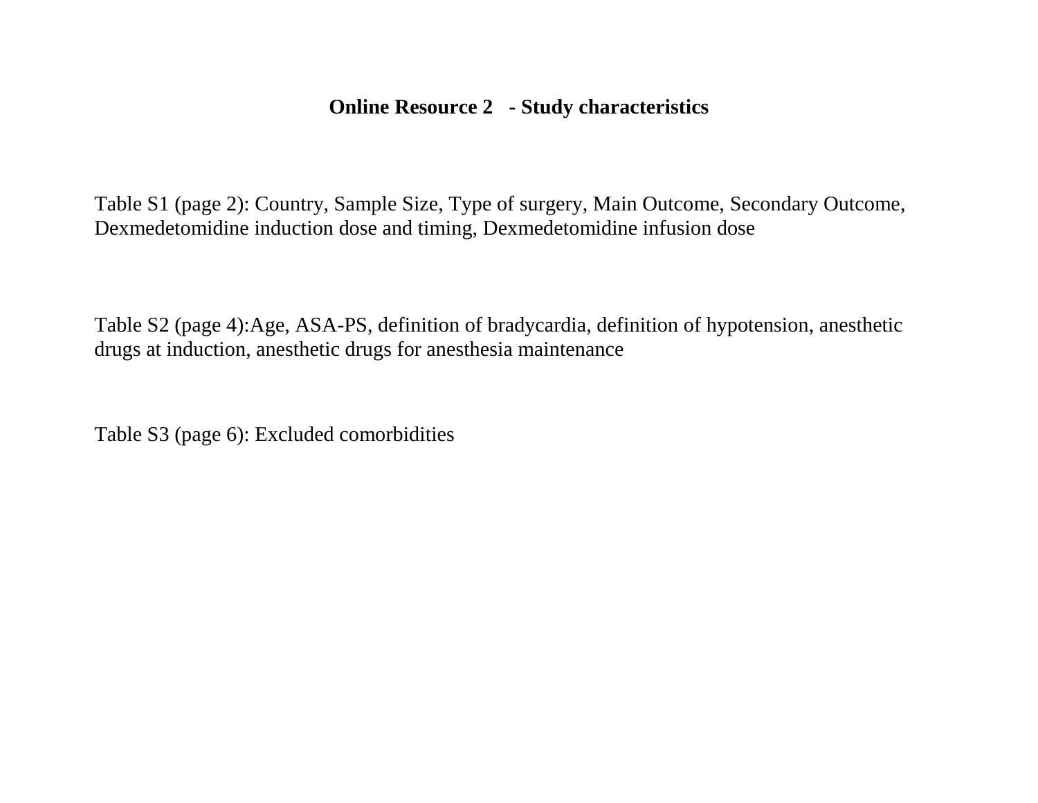# Online Resource 2 - Study characteristics

Table S1 (page 2): Country, Sample Size, Type of surgery, Main Outcome, Secondary Outcome, Dexmedetomidine induction dose and timing, Dexmedetomidine infusion dose

Table S2 (page 4):Age, ASA-PS, definition of bradycardia, definition of hypotension, anesthetic drugs at induction, anesthetic drugs for anesthesia maintenance

Table S3 (page 6): Excluded comorbidities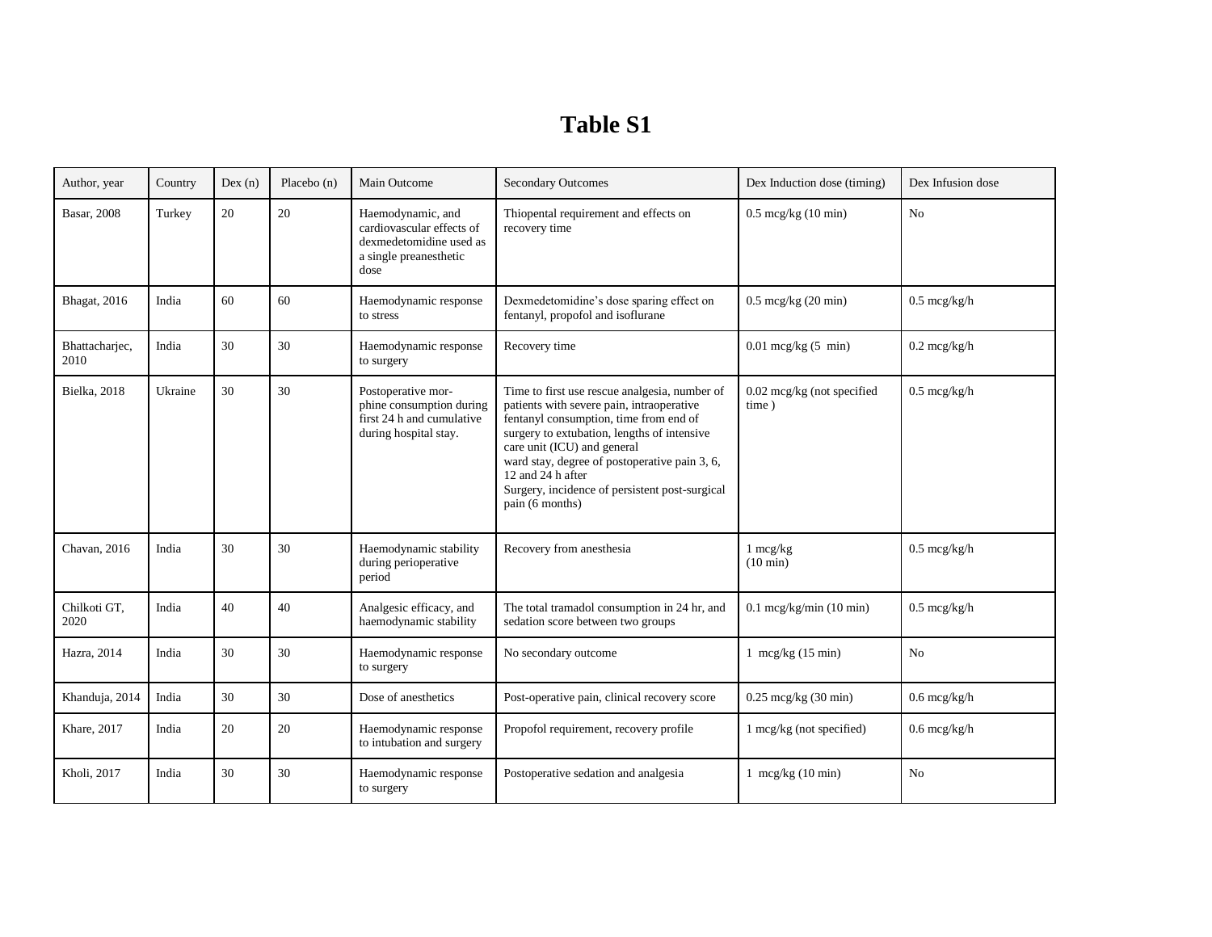# Table S1

| Author, year | Country | Dex (n) | Placebo (n) | Main Outcome | Secondary Outcomes | Dex Induction dose (timing) | Dex Infusion dose |
|---|---|---|---|---|---|---|---|
| Basar, 2008 | Turkey | 20 | 20 | Haemodynamic, and cardiovascular effects of dexmedetomidine used as a single preanesthetic dose | Thiopental requirement and effects on recovery time | 0.5 mcg/kg (10 min) | No |
| Bhagat, 2016 | India | 60 | 60 | Haemodynamic response to stress | Dexmedetomidine's dose sparing effect on fentanyl, propofol and isoflurane | 0.5 mcg/kg (20 min) | 0.5 mcg/kg/h |
| Bhattacharjec, 2010 | India | 30 | 30 | Haemodynamic response to surgery | Recovery time | 0.01 mcg/kg (5 min) | 0.2 mcg/kg/h |
| Bielka, 2018 | Ukraine | 30 | 30 | Postoperative mor-phine consumption during first 24 h and cumulative during hospital stay. | Time to first use rescue analgesia, number of patients with severe pain, intraoperative fentanyl consumption, time from end of surgery to extubation, lengths of intensive care unit (ICU) and general ward stay, degree of postoperative pain 3, 6, 12 and 24 h after Surgery, incidence of persistent post-surgical pain (6 months) | 0.02 mcg/kg (not specified time ) | 0.5 mcg/kg/h |
| Chavan, 2016 | India | 30 | 30 | Haemodynamic stability during perioperative period | Recovery from anesthesia | 1 mcg/kg (10 min) | 0.5 mcg/kg/h |
| Chilkoti GT, 2020 | India | 40 | 40 | Analgesic efficacy, and haemodynamic stability | The total tramadol consumption in 24 hr, and sedation score between two groups | 0.1 mcg/kg/min (10 min) | 0.5 mcg/kg/h |
| Hazra, 2014 | India | 30 | 30 | Haemodynamic response to surgery | No secondary outcome | 1 mcg/kg (15 min) | No |
| Khanduja, 2014 | India | 30 | 30 | Dose of anesthetics | Post-operative pain, clinical recovery score | 0.25 mcg/kg (30 min) | 0.6 mcg/kg/h |
| Khare, 2017 | India | 20 | 20 | Haemodynamic response to intubation and surgery | Propofol requirement, recovery profile | 1 mcg/kg (not specified) | 0.6 mcg/kg/h |
| Kholi, 2017 | India | 30 | 30 | Haemodynamic response to surgery | Postoperative sedation and analgesia | 1 mcg/kg (10 min) | No |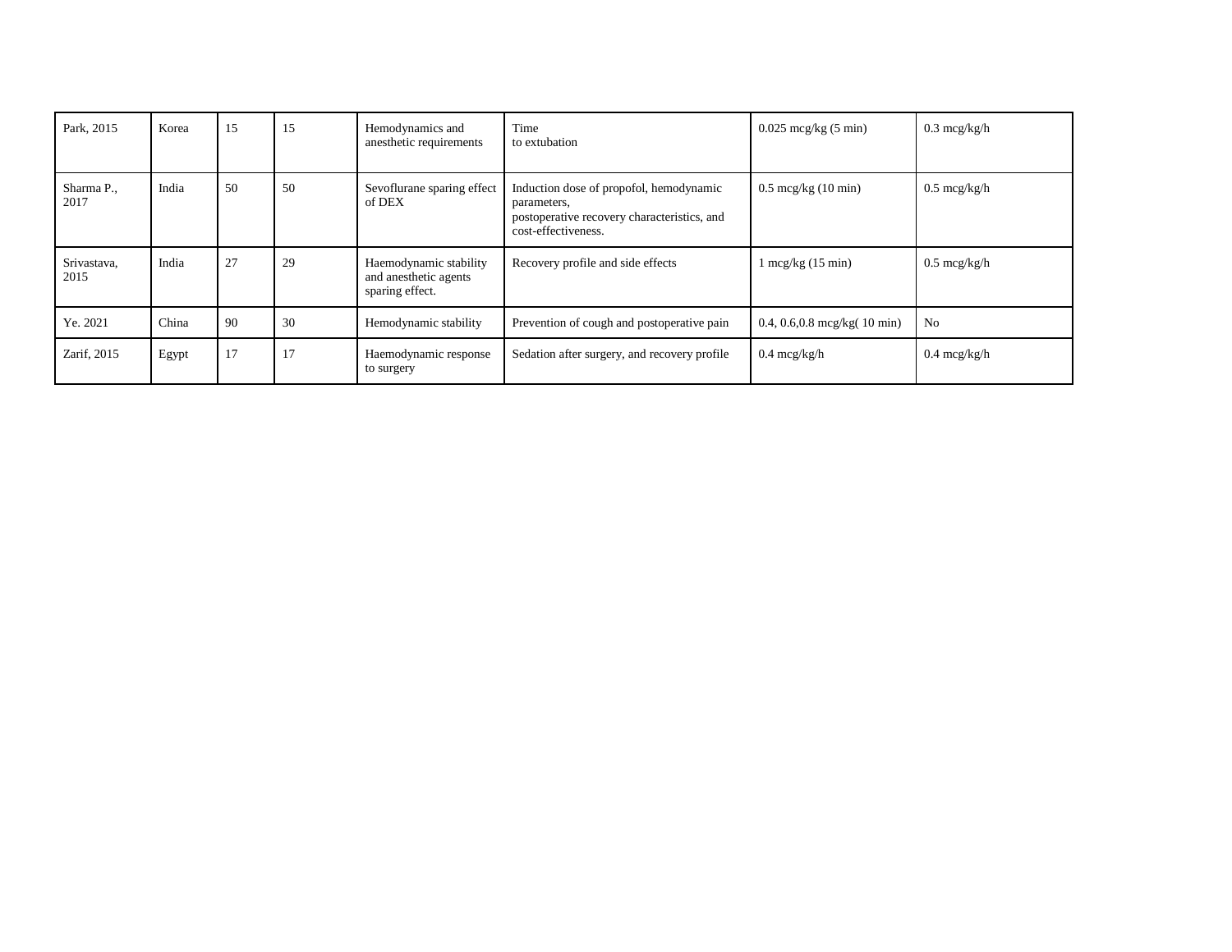| Park, 2015 | Korea | 15 | 15 | Hemodynamics and anesthetic requirements | Time to extubation | 0.025 mcg/kg (5 min) | 0.3 mcg/kg/h |
|---|---|---|---|---|---|---|---|
| Sharma P., 2017 | India | 50 | 50 | Sevoflurane sparing effect of DEX | Induction dose of propofol, hemodynamic parameters, postoperative recovery characteristics, and cost-effectiveness. | 0.5 mcg/kg (10 min) | 0.5 mcg/kg/h |
| Srivastava, 2015 | India | 27 | 29 | Haemodynamic stability and anesthetic agents sparing effect. | Recovery profile and side effects | 1 mcg/kg (15 min) | 0.5 mcg/kg/h |
| Ye. 2021 | China | 90 | 30 | Hemodynamic stability | Prevention of cough and postoperative pain | 0.4, 0.6,0.8 mcg/kg( 10 min) | No |
| Zarif, 2015 | Egypt | 17 | 17 | Haemodynamic response to surgery | Sedation after surgery, and recovery profile | 0.4 mcg/kg/h | 0.4 mcg/kg/h |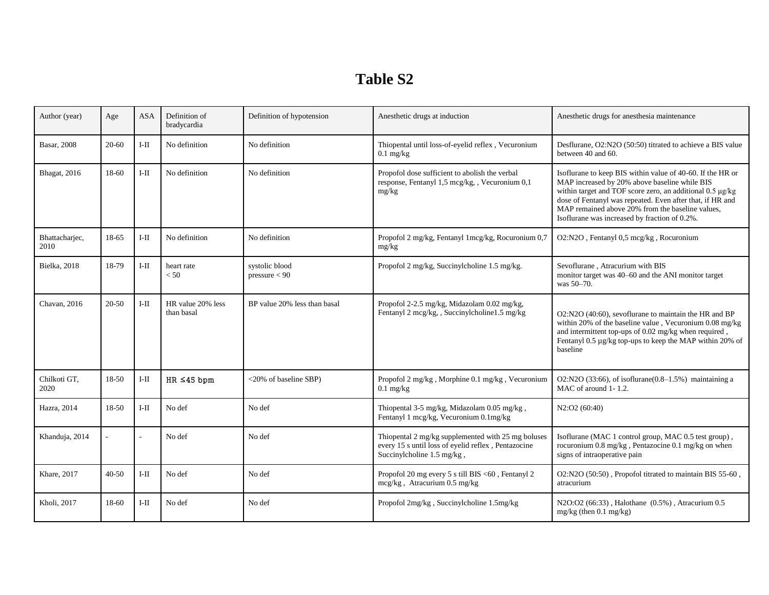# Table S2

| Author (year) | Age | ASA | Definition of bradycardia | Definition of hypotension | Anesthetic drugs at induction | Anesthetic drugs for anesthesia maintenance |
|---|---|---|---|---|---|---|
| Basar, 2008 | 20-60 | I-II | No definition | No definition | Thiopental until loss-of-eyelid reflex , Vecuronium 0.1 mg/kg | Desflurane, O2:N2O (50:50) titrated to achieve a BIS value between 40 and 60. |
| Bhagat, 2016 | 18-60 | I-II | No definition | No definition | Propofol dose sufficient to abolish the verbal response, Fentanyl 1,5 mcg/kg, , Vecuronium 0,1 mg/kg | Isoflurane to keep BIS within value of 40-60. If the HR or MAP increased by 20% above baseline while BIS within target and TOF score zero, an additional 0.5 µg/kg dose of Fentanyl was repeated. Even after that, if HR and MAP remained above 20% from the baseline values, Isoflurane was increased by fraction of 0.2%. |
| Bhattacharjec, 2010 | 18-65 | I-II | No definition | No definition | Propofol 2 mg/kg, Fentanyl 1mcg/kg, Rocuronium 0,7 mg/kg | O2:N2O , Fentanyl 0,5 mcg/kg , Rocuronium |
| Bielka, 2018 | 18-79 | I-II | heart rate < 50 | systolic blood pressure < 90 | Propofol 2 mg/kg, Succinylcholine 1.5 mg/kg. | Sevoflurane , Atracurium with BIS monitor target was 40–60 and the ANI monitor target was 50–70. |
| Chavan, 2016 | 20-50 | I-II | HR value 20% less than basal | BP value 20% less than basal | Propofol 2-2.5 mg/kg, Midazolam 0.02 mg/kg, Fentanyl 2 mcg/kg, , Succinylcholine1.5 mg/kg | O2:N2O (40:60), sevoflurane to maintain the HR and BP within 20% of the baseline value , Vecuronium 0.08 mg/kg and intermittent top-ups of 0.02 mg/kg when required , Fentanyl 0.5 µg/kg top-ups to keep the MAP within 20% of baseline |
| Chilkoti GT, 2020 | 18-50 | I-II | HR ≤45 bpm | <20% of baseline SBP) | Propofol 2 mg/kg , Morphine 0.1 mg/kg , Vecuronium 0.1 mg/kg | O2:N2O (33:66), of isoflurane(0.8–1.5%) maintaining a MAC of around 1- 1.2. |
| Hazra, 2014 | 18-50 | I-II | No def | No def | Thiopental 3-5 mg/kg, Midazolam 0.05 mg/kg , Fentanyl 1 mcg/kg, Vecuronium 0.1mg/kg | N2:O2 (60:40) |
| Khanduja, 2014 | - | - | No def | No def | Thiopental 2 mg/kg supplemented with 25 mg boluses every 15 s until loss of eyelid reflex , Pentazocine Succinylcholine 1.5 mg/kg , | Isoflurane (MAC 1 control group, MAC 0.5 test group) , rocuronium 0.8 mg/kg , Pentazocine 0.1 mg/kg on when signs of intraoperative pain |
| Khare, 2017 | 40-50 | I-II | No def | No def | Propofol 20 mg every 5 s till BIS <60 , Fentanyl 2 mcg/kg , Atracurium 0.5 mg/kg | O2:N2O (50:50) , Propofol titrated to maintain BIS 55-60 , atracurium |
| Kholi, 2017 | 18-60 | I-II | No def | No def | Propofol 2mg/kg , Succinylcholine 1.5mg/kg | N2O:O2 (66:33) , Halothane (0.5%) , Atracurium 0.5 mg/kg (then 0.1 mg/kg) |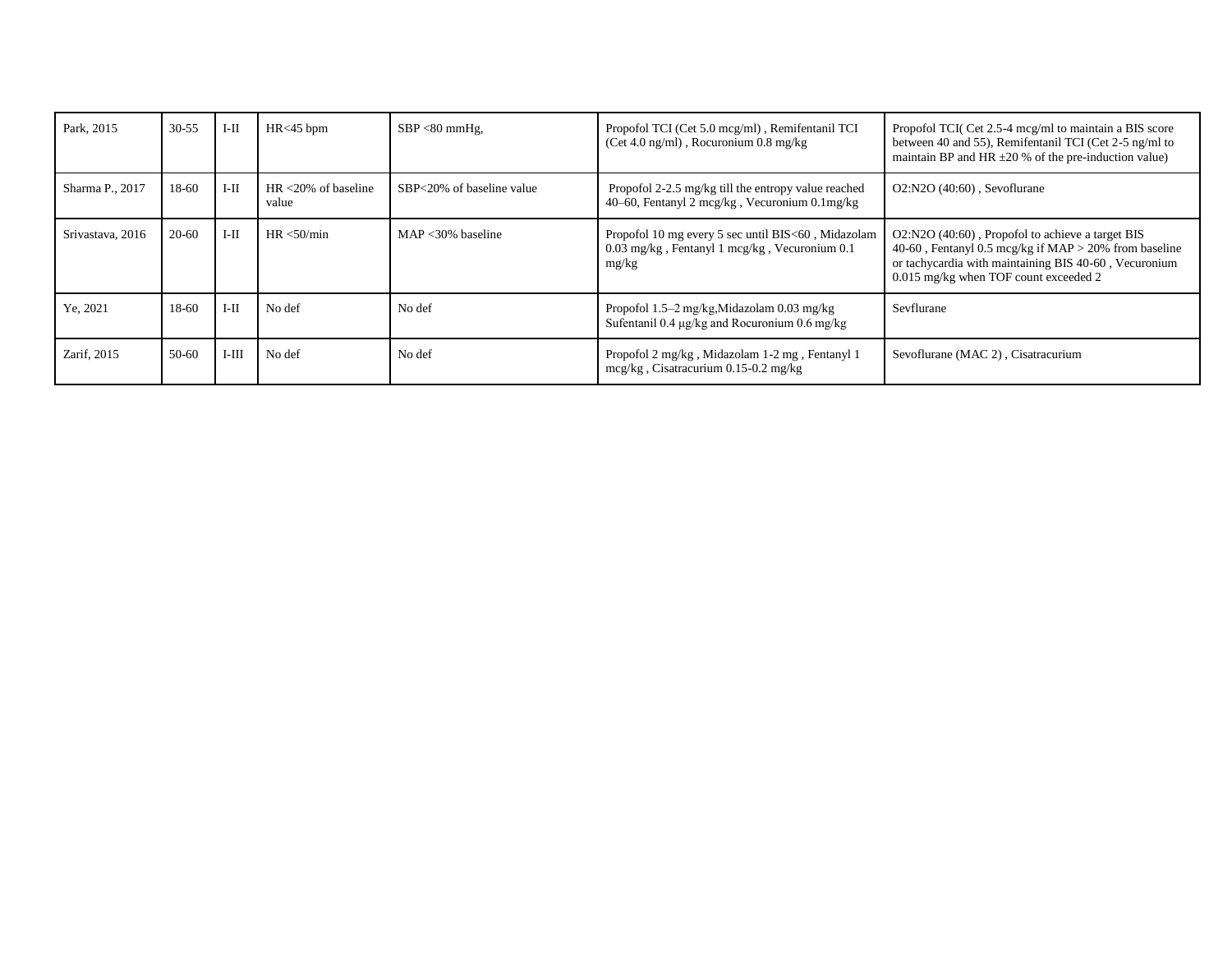| | | | | | | |
|---|---|---|---|---|---|---|
| Park, 2015 | 30-55 | I-II | HR<45 bpm | SBP <80 mmHg, | Propofol TCI (Cet 5.0 mcg/ml) , Remifentanil TCI (Cet 4.0 ng/ml) , Rocuronium 0.8 mg/kg | Propofol TCI( Cet 2.5-4 mcg/ml to maintain a BIS score between 40 and 55), Remifentanil TCI (Cet 2-5 ng/ml to maintain BP and HR ±20 % of the pre-induction value) |
| Sharma P., 2017 | 18-60 | I-II | HR <20% of baseline value | SBP<20% of baseline value | Propofol 2-2.5 mg/kg till the entropy value reached 40–60, Fentanyl 2 mcg/kg , Vecuronium 0.1mg/kg | O2:N2O (40:60) , Sevoflurane |
| Srivastava, 2016 | 20-60 | I-II | HR <50/min | MAP <30% baseline | Propofol 10 mg every 5 sec until BIS<60 , Midazolam 0.03 mg/kg , Fentanyl 1 mcg/kg , Vecuronium 0.1 mg/kg | O2:N2O (40:60) , Propofol to achieve a target BIS 40-60 , Fentanyl 0.5 mcg/kg if MAP > 20% from baseline or tachycardia with maintaining BIS 40-60 , Vecuronium 0.015 mg/kg when TOF count exceeded 2 |
| Ye, 2021 | 18-60 | I-II | No def | No def | Propofol 1.5–2 mg/kg,Midazolam 0.03 mg/kg Sufentanil 0.4 μg/kg and Rocuronium 0.6 mg/kg | Sevflurane |
| Zarif, 2015 | 50-60 | I-III | No def | No def | Propofol 2 mg/kg , Midazolam 1-2 mg , Fentanyl 1 mcg/kg , Cisatracurium 0.15-0.2 mg/kg | Sevoflurane (MAC 2) , Cisatracurium |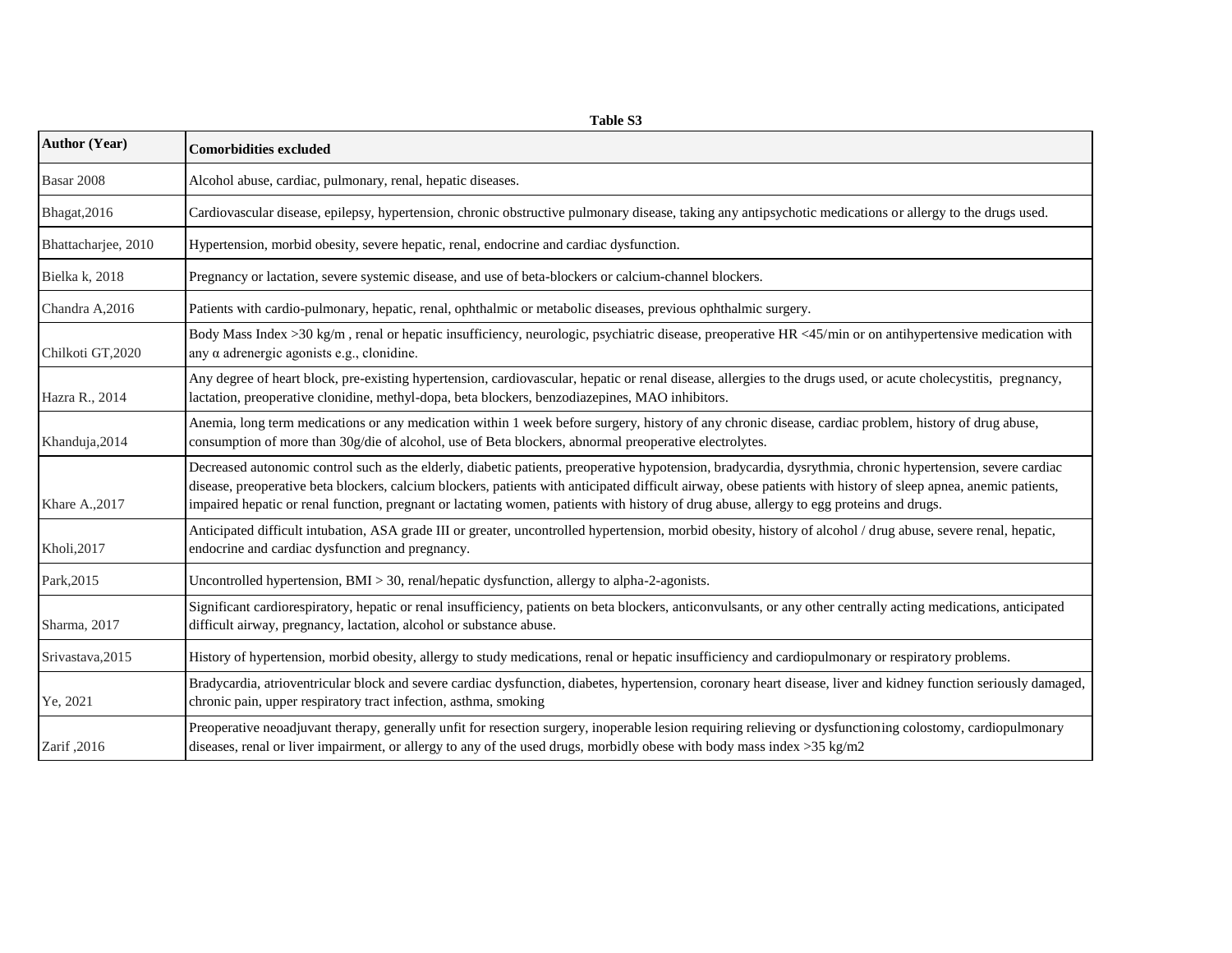**Table S3**

| Author (Year) | Comorbidities excluded |
|---|---|
| Basar 2008 | Alcohol abuse, cardiac, pulmonary, renal, hepatic diseases. |
| Bhagat,2016 | Cardiovascular disease, epilepsy, hypertension, chronic obstructive pulmonary disease, taking any antipsychotic medications or allergy to the drugs used. |
| Bhattacharjee, 2010 | Hypertension, morbid obesity, severe hepatic, renal, endocrine and cardiac dysfunction. |
| Bielka k, 2018 | Pregnancy or lactation, severe systemic disease, and use of beta-blockers or calcium-channel blockers. |
| Chandra A,2016 | Patients with cardio-pulmonary, hepatic, renal, ophthalmic or metabolic diseases, previous ophthalmic surgery. |
| Chilkoti GT,2020 | Body Mass Index >30 kg/m , renal or hepatic insufficiency, neurologic, psychiatric disease, preoperative HR <45/min or on antihypertensive medication with any α adrenergic agonists e.g., clonidine. |
| Hazra R., 2014 | Any degree of heart block, pre-existing hypertension, cardiovascular, hepatic or renal disease, allergies to the drugs used, or acute cholecystitis, pregnancy, lactation, preoperative clonidine, methyl-dopa, beta blockers, benzodiazepines, MAO inhibitors. |
| Khanduja,2014 | Anemia, long term medications or any medication within 1 week before surgery, history of any chronic disease, cardiac problem, history of drug abuse, consumption of more than 30g/die of alcohol, use of Beta blockers, abnormal preoperative electrolytes. |
| Khare A.,2017 | Decreased autonomic control such as the elderly, diabetic patients, preoperative hypotension, bradycardia, dysrythmia, chronic hypertension, severe cardiac disease, preoperative beta blockers, calcium blockers, patients with anticipated difficult airway, obese patients with history of sleep apnea, anemic patients, impaired hepatic or renal function, pregnant or lactating women, patients with history of drug abuse, allergy to egg proteins and drugs. |
| Kholi,2017 | Anticipated difficult intubation, ASA grade III or greater, uncontrolled hypertension, morbid obesity, history of alcohol / drug abuse, severe renal, hepatic, endocrine and cardiac dysfunction and pregnancy. |
| Park,2015 | Uncontrolled hypertension, BMI > 30, renal/hepatic dysfunction, allergy to alpha-2-agonists. |
| Sharma, 2017 | Significant cardiorespiratory, hepatic or renal insufficiency, patients on beta blockers, anticonvulsants, or any other centrally acting medications, anticipated difficult airway, pregnancy, lactation, alcohol or substance abuse. |
| Srivastava,2015 | History of hypertension, morbid obesity, allergy to study medications, renal or hepatic insufficiency and cardiopulmonary or respiratory problems. |
| Ye, 2021 | Bradycardia, atrioventricular block and severe cardiac dysfunction, diabetes, hypertension, coronary heart disease, liver and kidney function seriously damaged, chronic pain, upper respiratory tract infection, asthma, smoking |
| Zarif ,2016 | Preoperative neoadjuvant therapy, generally unfit for resection surgery, inoperable lesion requiring relieving or dysfunctioning colostomy, cardiopulmonary diseases, renal or liver impairment, or allergy to any of the used drugs, morbidly obese with body mass index >35 kg/m2 |